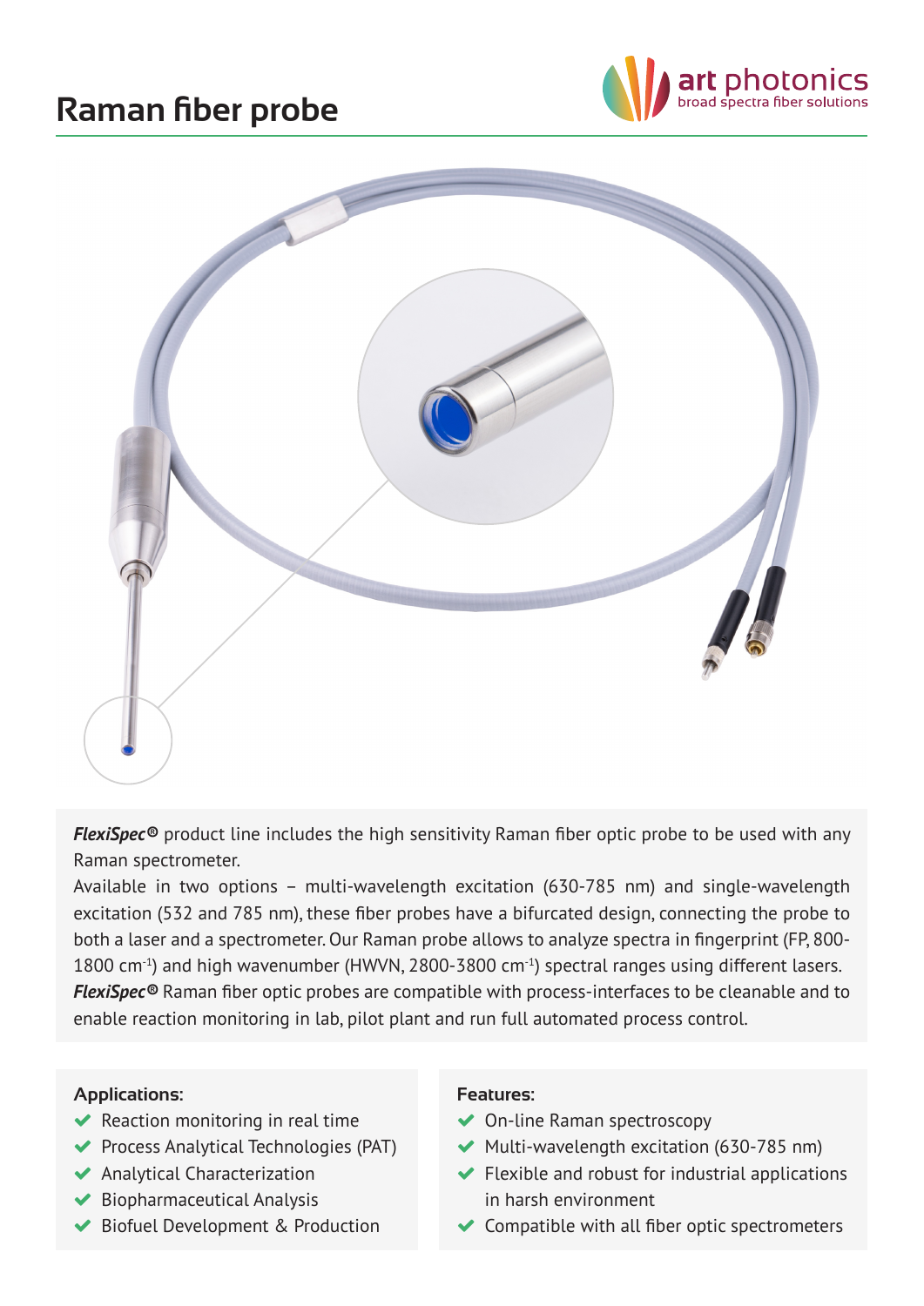# Raman fiber probe

art photonics
broad spectra fiber solutions

***FlexiSpec®*** product line includes the high sensitivity Raman fiber optic probe to be used with any Raman spectrometer.
Available in two options – multi-wavelength excitation (630-785 nm) and single-wavelength excitation (532 and 785 nm), these fiber probes have a bifurcated design, connecting the probe to both a laser and a spectrometer. Our Raman probe allows to analyze spectra in fingerprint (FP, 800-1800 cm$^{-1}$) and high wavenumber (HWVN, 2800-3800 cm$^{-1}$) spectral ranges using different lasers.
***FlexiSpec®*** Raman fiber optic probes are compatible with process-interfaces to be cleanable and to enable reaction monitoring in lab, pilot plant and run full automated process control.

**Applications:**

- Reaction monitoring in real time
- Process Analytical Technologies (PAT)
- Analytical Characterization
- Biopharmaceutical Analysis
- Biofuel Development & Production

**Features:**

- On-line Raman spectroscopy
- Multi-wavelength excitation (630-785 nm)
- Flexible and robust for industrial applications in harsh environment
- Compatible with all fiber optic spectrometers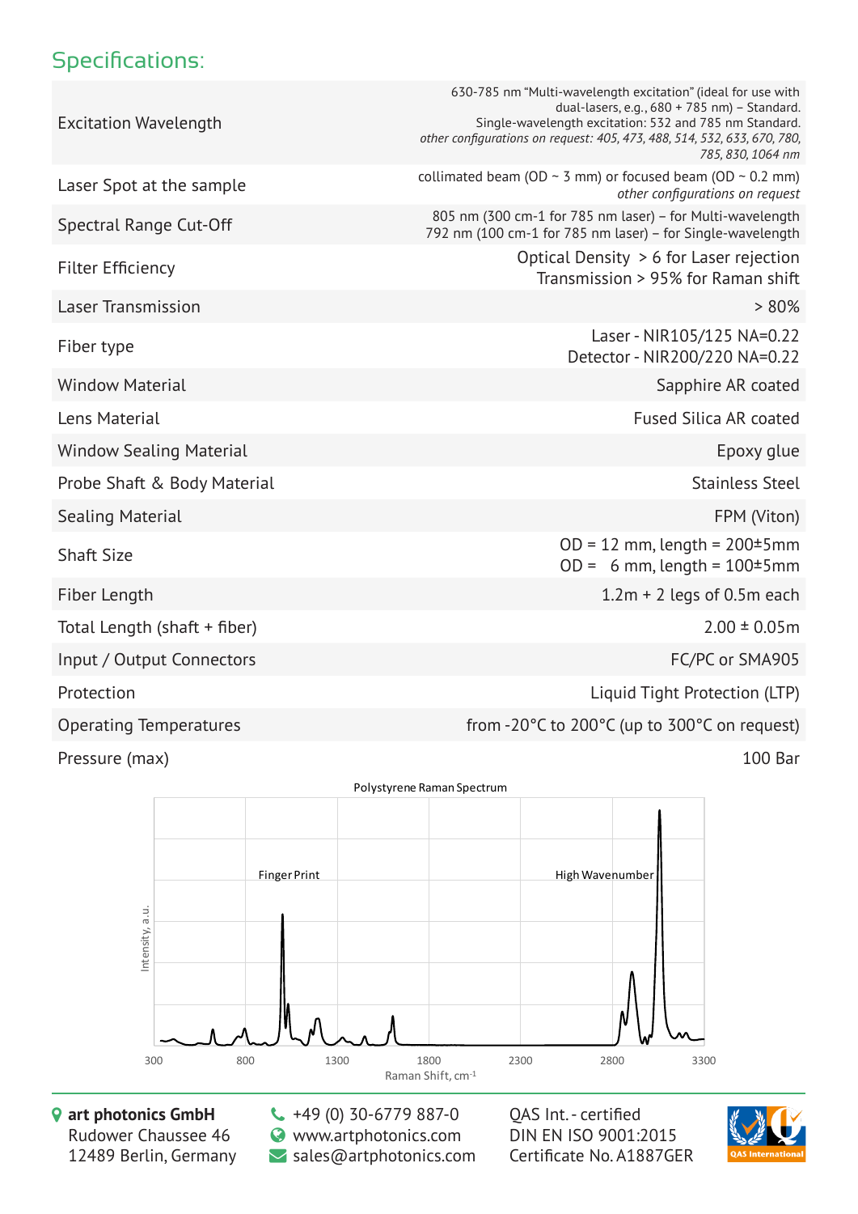## Specifications:

| | |
|---|---|
| Excitation Wavelength | 630-785 nm "Multi-wavelength excitation" (ideal for use with dual-lasers, e.g., 680 + 785 nm) – Standard. Single-wavelength excitation: 532 and 785 nm Standard. *other configurations on request: 405, 473, 488, 514, 532, 633, 670, 780, 785, 830, 1064 nm* |
| Laser Spot at the sample | collimated beam (OD ~ 3 mm) or focused beam (OD ~ 0.2 mm) *other configurations on request* |
| Spectral Range Cut-Off | 805 nm (300 cm-1 for 785 nm laser) – for Multi-wavelength 792 nm (100 cm-1 for 785 nm laser) – for Single-wavelength |
| Filter Efficiency | Optical Density > 6 for Laser rejection Transmission > 95% for Raman shift |
| Laser Transmission | > 80% |
| Fiber type | Laser - NIR105/125 NA=0.22 Detector - NIR200/220 NA=0.22 |
| Window Material | Sapphire AR coated |
| Lens Material | Fused Silica AR coated |
| Window Sealing Material | Epoxy glue |
| Probe Shaft & Body Material | Stainless Steel |
| Sealing Material | FPM (Viton) |
| Shaft Size | OD = 12 mm, length = 200±5mm OD = 6 mm, length = 100±5mm |
| Fiber Length | 1.2m + 2 legs of 0.5m each |
| Total Length (shaft + fiber) | 2.00 ± 0.05m |
| Input / Output Connectors | FC/PC or SMA905 |
| Protection | Liquid Tight Protection (LTP) |
| Operating Temperatures | from -20°C to 200°C (up to 300°C on request) |
| Pressure (max) | 100 Bar |

Polystyrene Raman Spectrum

Finger Print

High Wavenumber

Intensity, a.u.

300 800 1300 1800 2300 2800 3300

Raman Shift, cm$^{-1}$

**art photonics GmbH**
Rudower Chaussee 46
12489 Berlin, Germany

+49 (0) 30-6779 887-0
www.artphotonics.com
sales@artphotonics.com

QAS Int. - certified
DIN EN ISO 9001:2015
Certificate No. A1887GER

QAS International